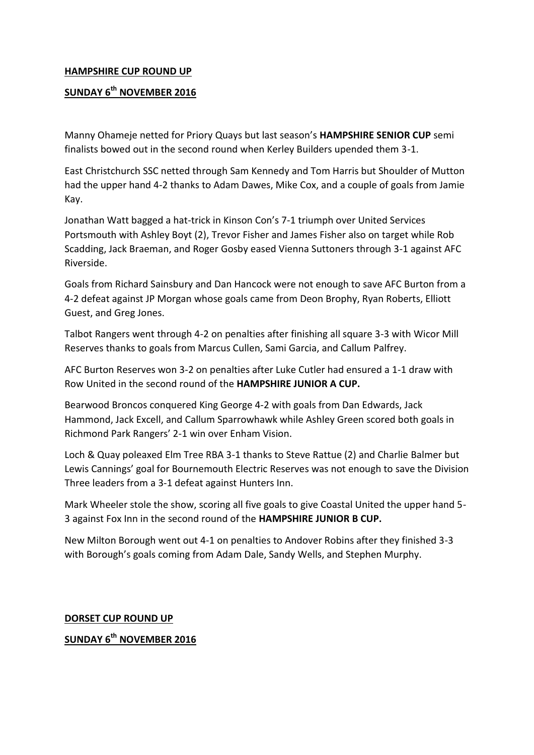**HAMPSHIRE CUP ROUND UP**

**SUNDAY 6th NOVEMBER 2016**

Manny Ohameje netted for Priory Quays but last season's **HAMPSHIRE SENIOR CUP** semi finalists bowed out in the second round when Kerley Builders upended them 3-1.

East Christchurch SSC netted through Sam Kennedy and Tom Harris but Shoulder of Mutton had the upper hand 4-2 thanks to Adam Dawes, Mike Cox, and a couple of goals from Jamie Kay.

Jonathan Watt bagged a hat-trick in Kinson Con's 7-1 triumph over United Services Portsmouth with Ashley Boyt (2), Trevor Fisher and James Fisher also on target while Rob Scadding, Jack Braeman, and Roger Gosby eased Vienna Suttoners through 3-1 against AFC Riverside.

Goals from Richard Sainsbury and Dan Hancock were not enough to save AFC Burton from a 4-2 defeat against JP Morgan whose goals came from Deon Brophy, Ryan Roberts, Elliott Guest, and Greg Jones.

Talbot Rangers went through 4-2 on penalties after finishing all square 3-3 with Wicor Mill Reserves thanks to goals from Marcus Cullen, Sami Garcia, and Callum Palfrey.

AFC Burton Reserves won 3-2 on penalties after Luke Cutler had ensured a 1-1 draw with Row United in the second round of the **HAMPSHIRE JUNIOR A CUP.**

Bearwood Broncos conquered King George 4-2 with goals from Dan Edwards, Jack Hammond, Jack Excell, and Callum Sparrowhawk while Ashley Green scored both goals in Richmond Park Rangers' 2-1 win over Enham Vision.

Loch & Quay poleaxed Elm Tree RBA 3-1 thanks to Steve Rattue (2) and Charlie Balmer but Lewis Cannings' goal for Bournemouth Electric Reserves was not enough to save the Division Three leaders from a 3-1 defeat against Hunters Inn.

Mark Wheeler stole the show, scoring all five goals to give Coastal United the upper hand 5-3 against Fox Inn in the second round of the **HAMPSHIRE JUNIOR B CUP.**

New Milton Borough went out 4-1 on penalties to Andover Robins after they finished 3-3 with Borough's goals coming from Adam Dale, Sandy Wells, and Stephen Murphy.

**DORSET CUP ROUND UP**

**SUNDAY 6th NOVEMBER 2016**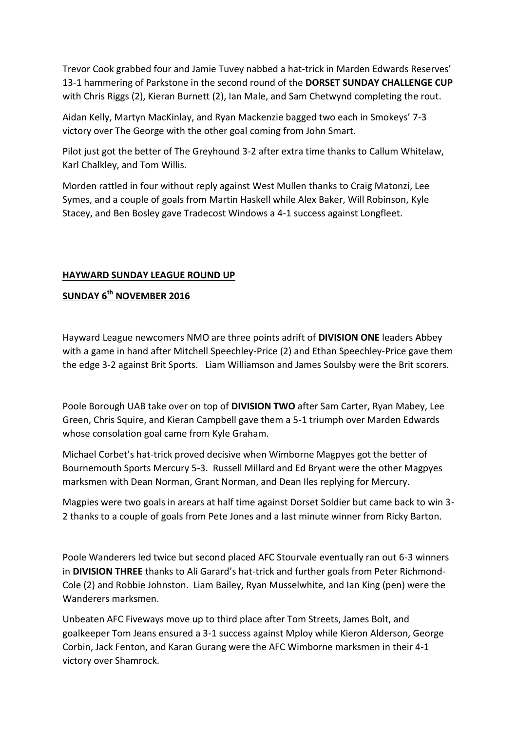Trevor Cook grabbed four and Jamie Tuvey nabbed a hat-trick in Marden Edwards Reserves' 13-1 hammering of Parkstone in the second round of the **DORSET SUNDAY CHALLENGE CUP** with Chris Riggs (2), Kieran Burnett (2), Ian Male, and Sam Chetwynd completing the rout.

Aidan Kelly, Martyn MacKinlay, and Ryan Mackenzie bagged two each in Smokeys' 7-3 victory over The George with the other goal coming from John Smart.

Pilot just got the better of The Greyhound 3-2 after extra time thanks to Callum Whitelaw, Karl Chalkley, and Tom Willis.

Morden rattled in four without reply against West Mullen thanks to Craig Matonzi, Lee Symes, and a couple of goals from Martin Haskell while Alex Baker, Will Robinson, Kyle Stacey, and Ben Bosley gave Tradecost Windows a 4-1 success against Longfleet.

**HAYWARD SUNDAY LEAGUE ROUND UP**

**SUNDAY 6th NOVEMBER 2016**

Hayward League newcomers NMO are three points adrift of **DIVISION ONE** leaders Abbey with a game in hand after Mitchell Speechley-Price (2) and Ethan Speechley-Price gave them the edge 3-2 against Brit Sports. Liam Williamson and James Soulsby were the Brit scorers.

Poole Borough UAB take over on top of **DIVISION TWO** after Sam Carter, Ryan Mabey, Lee Green, Chris Squire, and Kieran Campbell gave them a 5-1 triumph over Marden Edwards whose consolation goal came from Kyle Graham.

Michael Corbet's hat-trick proved decisive when Wimborne Magpyes got the better of Bournemouth Sports Mercury 5-3. Russell Millard and Ed Bryant were the other Magpyes marksmen with Dean Norman, Grant Norman, and Dean Iles replying for Mercury.

Magpies were two goals in arears at half time against Dorset Soldier but came back to win 3-2 thanks to a couple of goals from Pete Jones and a last minute winner from Ricky Barton.

Poole Wanderers led twice but second placed AFC Stourvale eventually ran out 6-3 winners in **DIVISION THREE** thanks to Ali Garard's hat-trick and further goals from Peter Richmond-Cole (2) and Robbie Johnston. Liam Bailey, Ryan Musselwhite, and Ian King (pen) were the Wanderers marksmen.

Unbeaten AFC Fiveways move up to third place after Tom Streets, James Bolt, and goalkeeper Tom Jeans ensured a 3-1 success against Mploy while Kieron Alderson, George Corbin, Jack Fenton, and Karan Gurang were the AFC Wimborne marksmen in their 4-1 victory over Shamrock.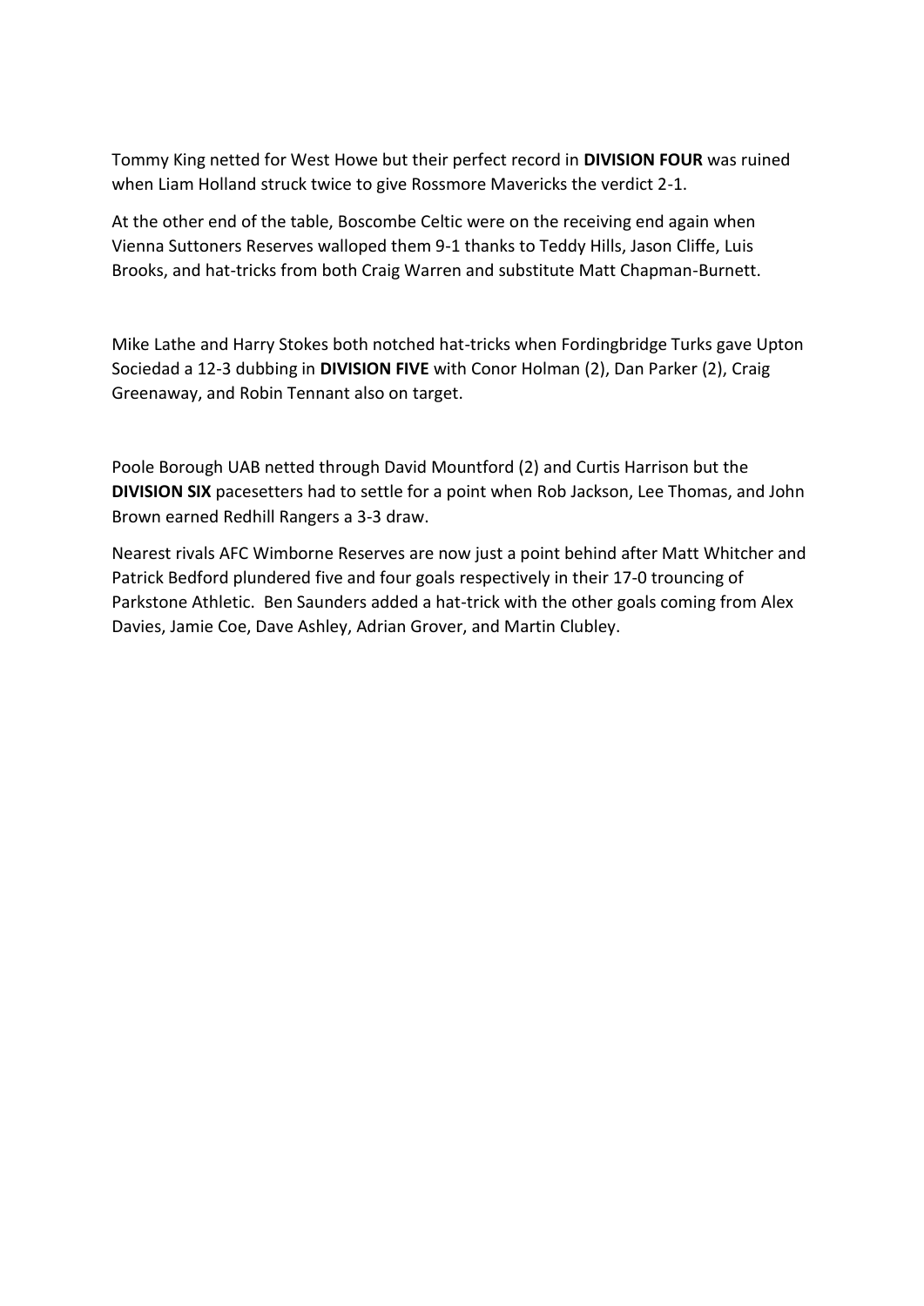Tommy King netted for West Howe but their perfect record in **DIVISION FOUR** was ruined when Liam Holland struck twice to give Rossmore Mavericks the verdict 2-1.

At the other end of the table, Boscombe Celtic were on the receiving end again when Vienna Suttoners Reserves walloped them 9-1 thanks to Teddy Hills, Jason Cliffe, Luis Brooks, and hat-tricks from both Craig Warren and substitute Matt Chapman-Burnett.

Mike Lathe and Harry Stokes both notched hat-tricks when Fordingbridge Turks gave Upton Sociedad a 12-3 dubbing in **DIVISION FIVE** with Conor Holman (2), Dan Parker (2), Craig Greenaway, and Robin Tennant also on target.

Poole Borough UAB netted through David Mountford (2) and Curtis Harrison but the **DIVISION SIX** pacesetters had to settle for a point when Rob Jackson, Lee Thomas, and John Brown earned Redhill Rangers a 3-3 draw.

Nearest rivals AFC Wimborne Reserves are now just a point behind after Matt Whitcher and Patrick Bedford plundered five and four goals respectively in their 17-0 trouncing of Parkstone Athletic. Ben Saunders added a hat-trick with the other goals coming from Alex Davies, Jamie Coe, Dave Ashley, Adrian Grover, and Martin Clubley.